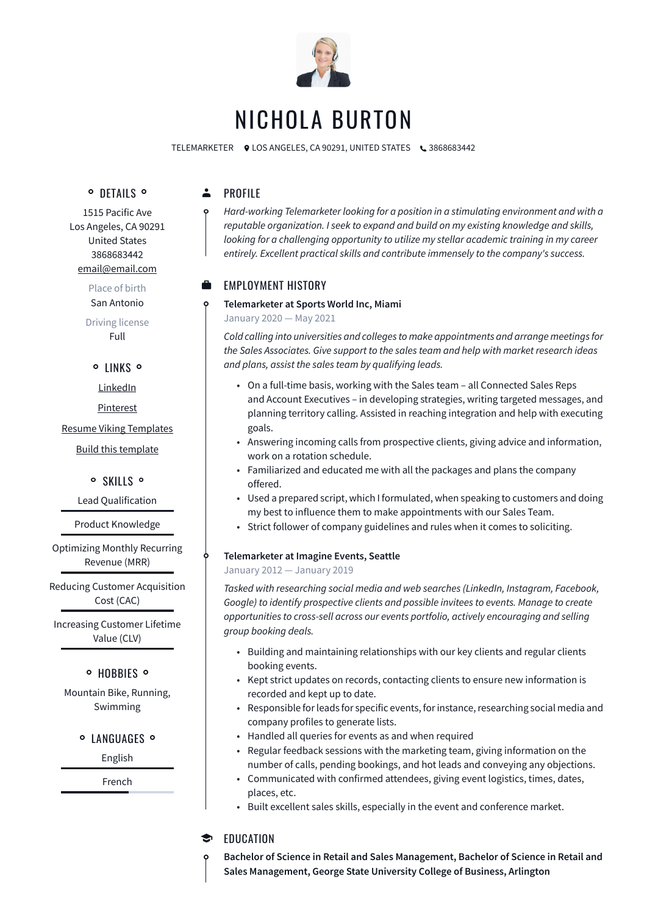# NICHOLA BURTON

TELEMARKETER LOS ANGELES, CA 90291, UNITED STATES 3868683442

## DETAILS

1515 Pacific Ave
Los Angeles, CA 90291
United States
3868683442
email@email.com

Place of birth
San Antonio

Driving license
Full

## LINKS

LinkedIn

Pinterest

Resume Viking Templates

Build this template

## SKILLS

Lead Qualification

Product Knowledge

Optimizing Monthly Recurring Revenue (MRR)

Reducing Customer Acquisition Cost (CAC)

Increasing Customer Lifetime Value (CLV)

## HOBBIES

Mountain Bike, Running, Swimming

## LANGUAGES

English

French

## PROFILE

*Hard-working Telemarketer looking for a position in a stimulating environment and with a reputable organization. I seek to expand and build on my existing knowledge and skills, looking for a challenging opportunity to utilize my stellar academic training in my career entirely. Excellent practical skills and contribute immensely to the company's success.*

## EMPLOYMENT HISTORY

**Telemarketer at Sports World Inc, Miami**

January 2020 — May 2021

*Cold calling into universities and colleges to make appointments and arrange meetings for the Sales Associates. Give support to the sales team and help with market research ideas and plans, assist the sales team by qualifying leads.*

- On a full-time basis, working with the Sales team – all Connected Sales Reps and Account Executives – in developing strategies, writing targeted messages, and planning territory calling. Assisted in reaching integration and help with executing goals.
- Answering incoming calls from prospective clients, giving advice and information, work on a rotation schedule.
- Familiarized and educated me with all the packages and plans the company offered.
- Used a prepared script, which I formulated, when speaking to customers and doing my best to influence them to make appointments with our Sales Team.
- Strict follower of company guidelines and rules when it comes to soliciting.

**Telemarketer at Imagine Events, Seattle**

January 2012 — January 2019

*Tasked with researching social media and web searches (LinkedIn, Instagram, Facebook, Google) to identify prospective clients and possible invitees to events. Manage to create opportunities to cross-sell across our events portfolio, actively encouraging and selling group booking deals.*

- Building and maintaining relationships with our key clients and regular clients booking events.
- Kept strict updates on records, contacting clients to ensure new information is recorded and kept up to date.
- Responsible for leads for specific events, for instance, researching social media and company profiles to generate lists.
- Handled all queries for events as and when required
- Regular feedback sessions with the marketing team, giving information on the number of calls, pending bookings, and hot leads and conveying any objections.
- Communicated with confirmed attendees, giving event logistics, times, dates, places, etc.
- Built excellent sales skills, especially in the event and conference market.

## EDUCATION

**Bachelor of Science in Retail and Sales Management, Bachelor of Science in Retail and Sales Management, George State University College of Business, Arlington**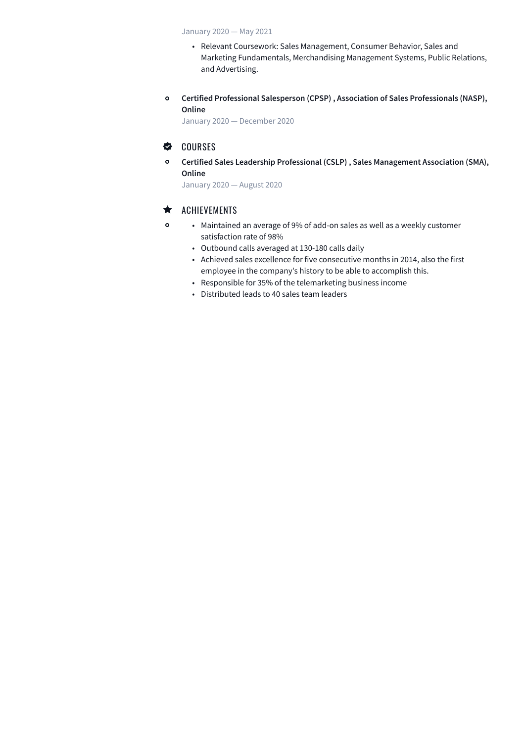January 2020 — May 2021

- Relevant Coursework: Sales Management, Consumer Behavior, Sales and Marketing Fundamentals, Merchandising Management Systems, Public Relations, and Advertising.

**Certified Professional Salesperson (CPSP) , Association of Sales Professionals (NASP), Online**

January 2020 — December 2020

## COURSES

**Certified Sales Leadership Professional (CSLP) , Sales Management Association (SMA), Online**

January 2020 — August 2020

## ACHIEVEMENTS

- Maintained an average of 9% of add-on sales as well as a weekly customer satisfaction rate of 98%
- Outbound calls averaged at 130-180 calls daily
- Achieved sales excellence for five consecutive months in 2014, also the first employee in the company's history to be able to accomplish this.
- Responsible for 35% of the telemarketing business income
- Distributed leads to 40 sales team leaders